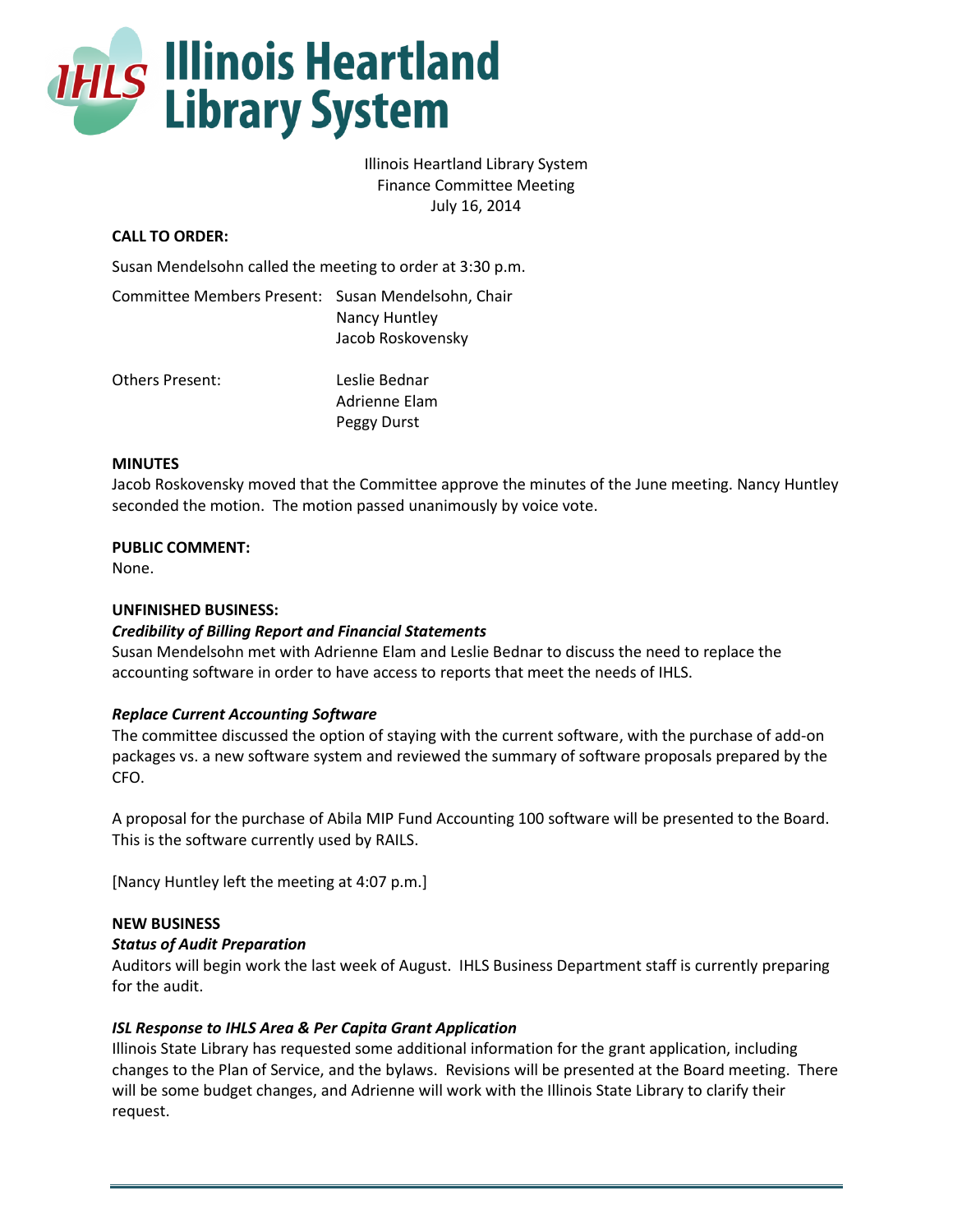# Illinois Heartland Library System

Illinois Heartland Library System
Finance Committee Meeting
July 16, 2014

**CALL TO ORDER:**

Susan Mendelsohn called the meeting to order at 3:30 p.m.

Committee Members Present: Susan Mendelsohn, Chair
Nancy Huntley
Jacob Roskovensky

Others Present: Leslie Bednar
Adrienne Elam
Peggy Durst

**MINUTES**

Jacob Roskovensky moved that the Committee approve the minutes of the June meeting. Nancy Huntley seconded the motion. The motion passed unanimously by voice vote.

**PUBLIC COMMENT:**

None.

**UNFINISHED BUSINESS:**

***Credibility of Billing Report and Financial Statements***

Susan Mendelsohn met with Adrienne Elam and Leslie Bednar to discuss the need to replace the accounting software in order to have access to reports that meet the needs of IHLS.

***Replace Current Accounting Software***

The committee discussed the option of staying with the current software, with the purchase of add-on packages vs. a new software system and reviewed the summary of software proposals prepared by the CFO.

A proposal for the purchase of Abila MIP Fund Accounting 100 software will be presented to the Board. This is the software currently used by RAILS.

[Nancy Huntley left the meeting at 4:07 p.m.]

**NEW BUSINESS**

***Status of Audit Preparation***

Auditors will begin work the last week of August. IHLS Business Department staff is currently preparing for the audit.

***ISL Response to IHLS Area & Per Capita Grant Application***

Illinois State Library has requested some additional information for the grant application, including changes to the Plan of Service, and the bylaws. Revisions will be presented at the Board meeting. There will be some budget changes, and Adrienne will work with the Illinois State Library to clarify their request.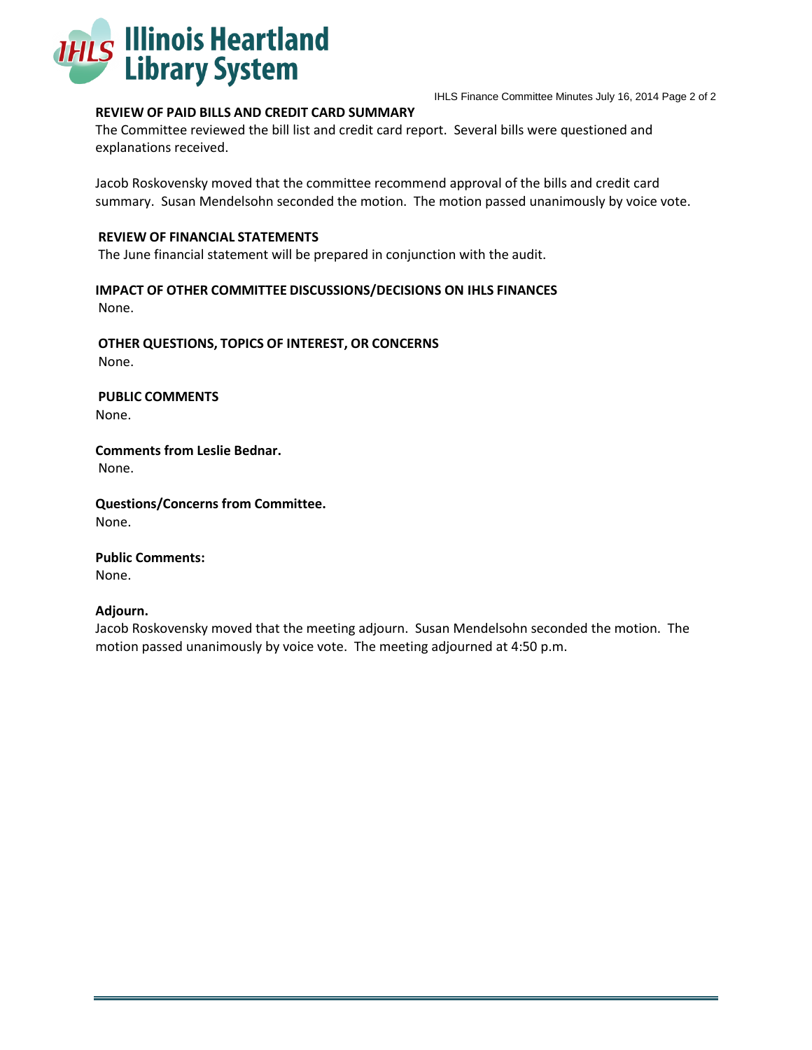## REVIEW OF PAID BILLS AND CREDIT CARD SUMMARY

The Committee reviewed the bill list and credit card report. Several bills were questioned and explanations received.

Jacob Roskovensky moved that the committee recommend approval of the bills and credit card summary. Susan Mendelsohn seconded the motion. The motion passed unanimously by voice vote.

## REVIEW OF FINANCIAL STATEMENTS

The June financial statement will be prepared in conjunction with the audit.

## IMPACT OF OTHER COMMITTEE DISCUSSIONS/DECISIONS ON IHLS FINANCES

None.

## OTHER QUESTIONS, TOPICS OF INTEREST, OR CONCERNS

None.

## PUBLIC COMMENTS

None.

**Comments from Leslie Bednar.**

None.

**Questions/Concerns from Committee.**

None.

**Public Comments:**

None.

**Adjourn.**

Jacob Roskovensky moved that the meeting adjourn. Susan Mendelsohn seconded the motion. The motion passed unanimously by voice vote. The meeting adjourned at 4:50 p.m.